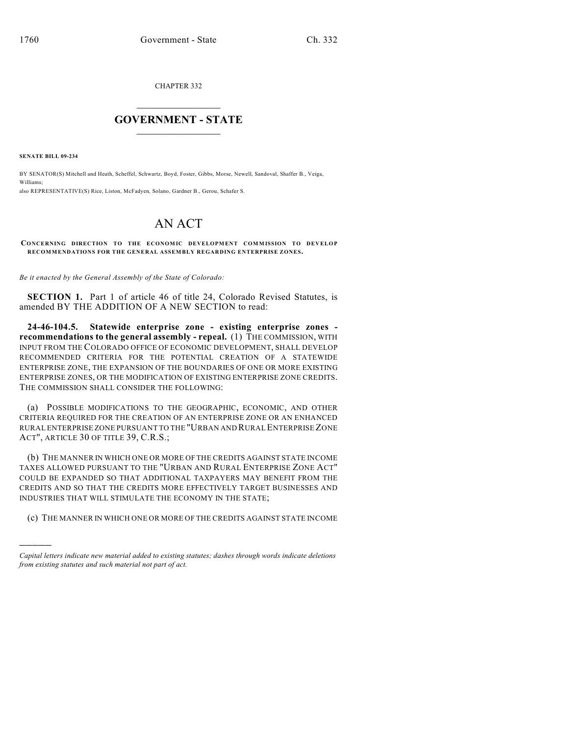CHAPTER 332

# GOVERNMENT - STATE

**SENATE BILL 09-234**

BY SENATOR(S) Mitchell and Heath, Scheffel, Schwartz, Boyd, Foster, Gibbs, Morse, Newell, Sandoval, Shaffer B., Veiga, Williams;
also REPRESENTATIVE(S) Rice, Liston, McFadyen, Solano, Gardner B., Gerou, Schafer S.

# AN ACT

**CONCERNING DIRECTION TO THE ECONOMIC DEVELOPMENT COMMISSION TO DEVELOP RECOMMENDATIONS FOR THE GENERAL ASSEMBLY REGARDING ENTERPRISE ZONES.**

*Be it enacted by the General Assembly of the State of Colorado:*

**SECTION 1.** Part 1 of article 46 of title 24, Colorado Revised Statutes, is amended BY THE ADDITION OF A NEW SECTION to read:

**24-46-104.5. Statewide enterprise zone - existing enterprise zones - recommendations to the general assembly - repeal.** (1) THE COMMISSION, WITH INPUT FROM THE COLORADO OFFICE OF ECONOMIC DEVELOPMENT, SHALL DEVELOP RECOMMENDED CRITERIA FOR THE POTENTIAL CREATION OF A STATEWIDE ENTERPRISE ZONE, THE EXPANSION OF THE BOUNDARIES OF ONE OR MORE EXISTING ENTERPRISE ZONES, OR THE MODIFICATION OF EXISTING ENTERPRISE ZONE CREDITS. THE COMMISSION SHALL CONSIDER THE FOLLOWING:

(a) POSSIBLE MODIFICATIONS TO THE GEOGRAPHIC, ECONOMIC, AND OTHER CRITERIA REQUIRED FOR THE CREATION OF AN ENTERPRISE ZONE OR AN ENHANCED RURAL ENTERPRISE ZONE PURSUANT TO THE "URBAN AND RURAL ENTERPRISE ZONE ACT", ARTICLE 30 OF TITLE 39, C.R.S.;

(b) THE MANNER IN WHICH ONE OR MORE OF THE CREDITS AGAINST STATE INCOME TAXES ALLOWED PURSUANT TO THE "URBAN AND RURAL ENTERPRISE ZONE ACT" COULD BE EXPANDED SO THAT ADDITIONAL TAXPAYERS MAY BENEFIT FROM THE CREDITS AND SO THAT THE CREDITS MORE EFFECTIVELY TARGET BUSINESSES AND INDUSTRIES THAT WILL STIMULATE THE ECONOMY IN THE STATE;

(c) THE MANNER IN WHICH ONE OR MORE OF THE CREDITS AGAINST STATE INCOME

---

*Capital letters indicate new material added to existing statutes; dashes through words indicate deletions from existing statutes and such material not part of act.*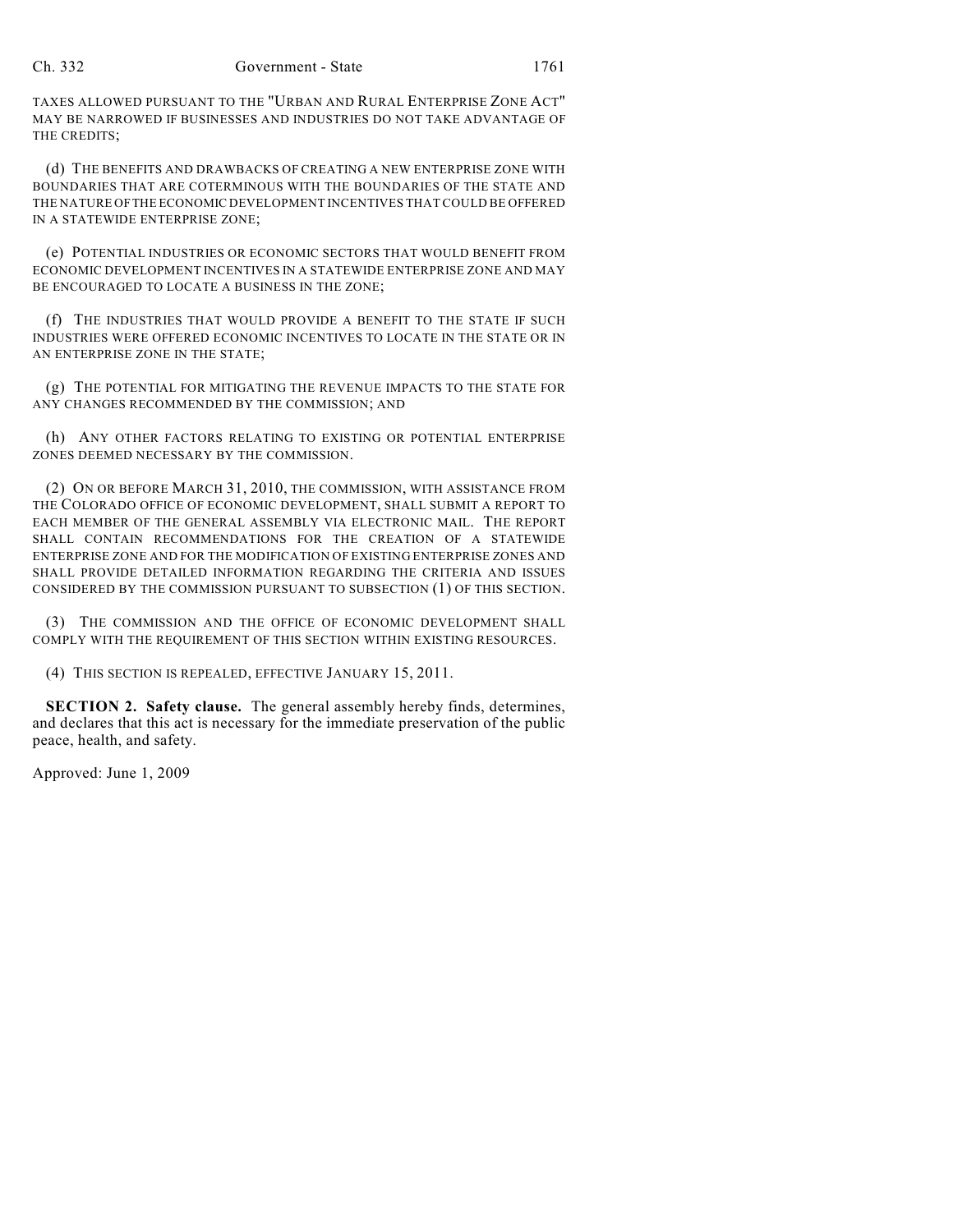TAXES ALLOWED PURSUANT TO THE "URBAN AND RURAL ENTERPRISE ZONE ACT" MAY BE NARROWED IF BUSINESSES AND INDUSTRIES DO NOT TAKE ADVANTAGE OF THE CREDITS;

(d) THE BENEFITS AND DRAWBACKS OF CREATING A NEW ENTERPRISE ZONE WITH BOUNDARIES THAT ARE COTERMINOUS WITH THE BOUNDARIES OF THE STATE AND THE NATURE OF THE ECONOMIC DEVELOPMENT INCENTIVES THAT COULD BE OFFERED IN A STATEWIDE ENTERPRISE ZONE;

(e) POTENTIAL INDUSTRIES OR ECONOMIC SECTORS THAT WOULD BENEFIT FROM ECONOMIC DEVELOPMENT INCENTIVES IN A STATEWIDE ENTERPRISE ZONE AND MAY BE ENCOURAGED TO LOCATE A BUSINESS IN THE ZONE;

(f) THE INDUSTRIES THAT WOULD PROVIDE A BENEFIT TO THE STATE IF SUCH INDUSTRIES WERE OFFERED ECONOMIC INCENTIVES TO LOCATE IN THE STATE OR IN AN ENTERPRISE ZONE IN THE STATE;

(g) THE POTENTIAL FOR MITIGATING THE REVENUE IMPACTS TO THE STATE FOR ANY CHANGES RECOMMENDED BY THE COMMISSION; AND

(h) ANY OTHER FACTORS RELATING TO EXISTING OR POTENTIAL ENTERPRISE ZONES DEEMED NECESSARY BY THE COMMISSION.

(2) ON OR BEFORE MARCH 31, 2010, THE COMMISSION, WITH ASSISTANCE FROM THE COLORADO OFFICE OF ECONOMIC DEVELOPMENT, SHALL SUBMIT A REPORT TO EACH MEMBER OF THE GENERAL ASSEMBLY VIA ELECTRONIC MAIL. THE REPORT SHALL CONTAIN RECOMMENDATIONS FOR THE CREATION OF A STATEWIDE ENTERPRISE ZONE AND FOR THE MODIFICATION OF EXISTING ENTERPRISE ZONES AND SHALL PROVIDE DETAILED INFORMATION REGARDING THE CRITERIA AND ISSUES CONSIDERED BY THE COMMISSION PURSUANT TO SUBSECTION (1) OF THIS SECTION.

(3) THE COMMISSION AND THE OFFICE OF ECONOMIC DEVELOPMENT SHALL COMPLY WITH THE REQUIREMENT OF THIS SECTION WITHIN EXISTING RESOURCES.

(4) THIS SECTION IS REPEALED, EFFECTIVE JANUARY 15, 2011.

**SECTION 2. Safety clause.** The general assembly hereby finds, determines, and declares that this act is necessary for the immediate preservation of the public peace, health, and safety.

Approved: June 1, 2009